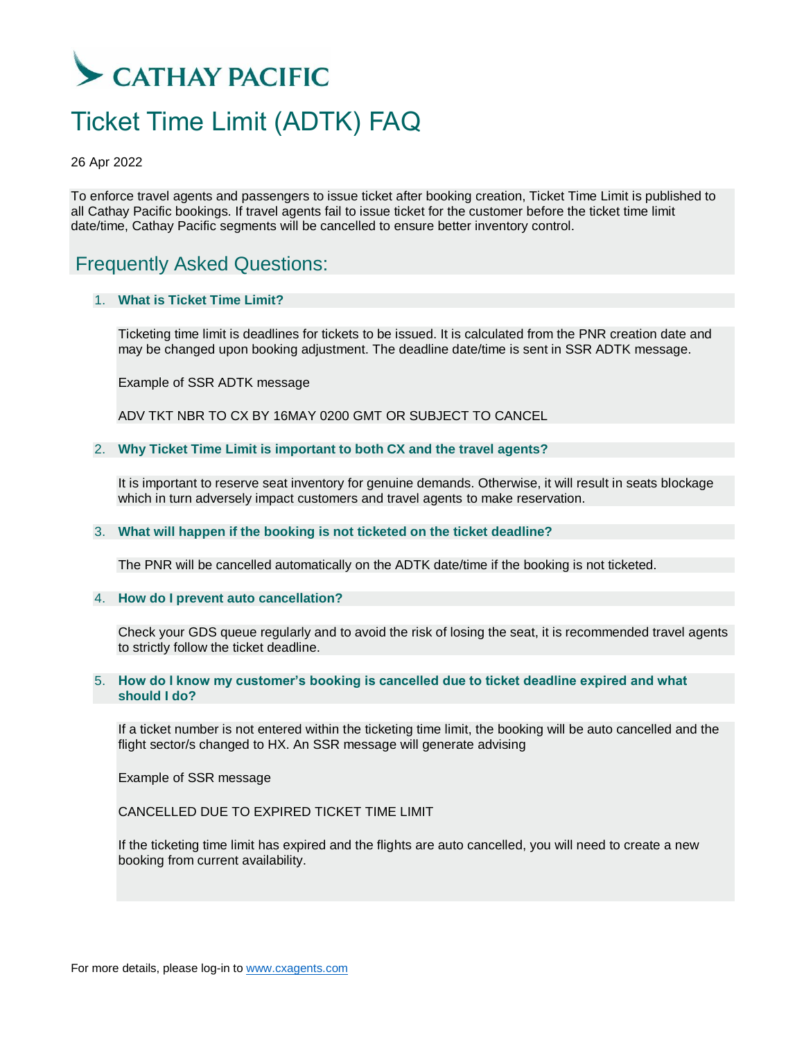CATHAY PACIFIC

# Ticket Time Limit (ADTK) FAQ

26 Apr 2022

To enforce travel agents and passengers to issue ticket after booking creation, Ticket Time Limit is published to all Cathay Pacific bookings. If travel agents fail to issue ticket for the customer before the ticket time limit date/time, Cathay Pacific segments will be cancelled to ensure better inventory control.

## Frequently Asked Questions:

1. **What is Ticket Time Limit?**

   Ticketing time limit is deadlines for tickets to be issued. It is calculated from the PNR creation date and may be changed upon booking adjustment. The deadline date/time is sent in SSR ADTK message.

   Example of SSR ADTK message

   ADV TKT NBR TO CX BY 16MAY 0200 GMT OR SUBJECT TO CANCEL

2. **Why Ticket Time Limit is important to both CX and the travel agents?**

   It is important to reserve seat inventory for genuine demands. Otherwise, it will result in seats blockage which in turn adversely impact customers and travel agents to make reservation.

3. **What will happen if the booking is not ticketed on the ticket deadline?**

   The PNR will be cancelled automatically on the ADTK date/time if the booking is not ticketed.

4. **How do I prevent auto cancellation?**

   Check your GDS queue regularly and to avoid the risk of losing the seat, it is recommended travel agents to strictly follow the ticket deadline.

5. **How do I know my customer's booking is cancelled due to ticket deadline expired and what should I do?**

   If a ticket number is not entered within the ticketing time limit, the booking will be auto cancelled and the flight sector/s changed to HX. An SSR message will generate advising

   Example of SSR message

   CANCELLED DUE TO EXPIRED TICKET TIME LIMIT

   If the ticketing time limit has expired and the flights are auto cancelled, you will need to create a new booking from current availability.

For more details, please log-in to [www.cxagents.com](http://www.cxagents.com)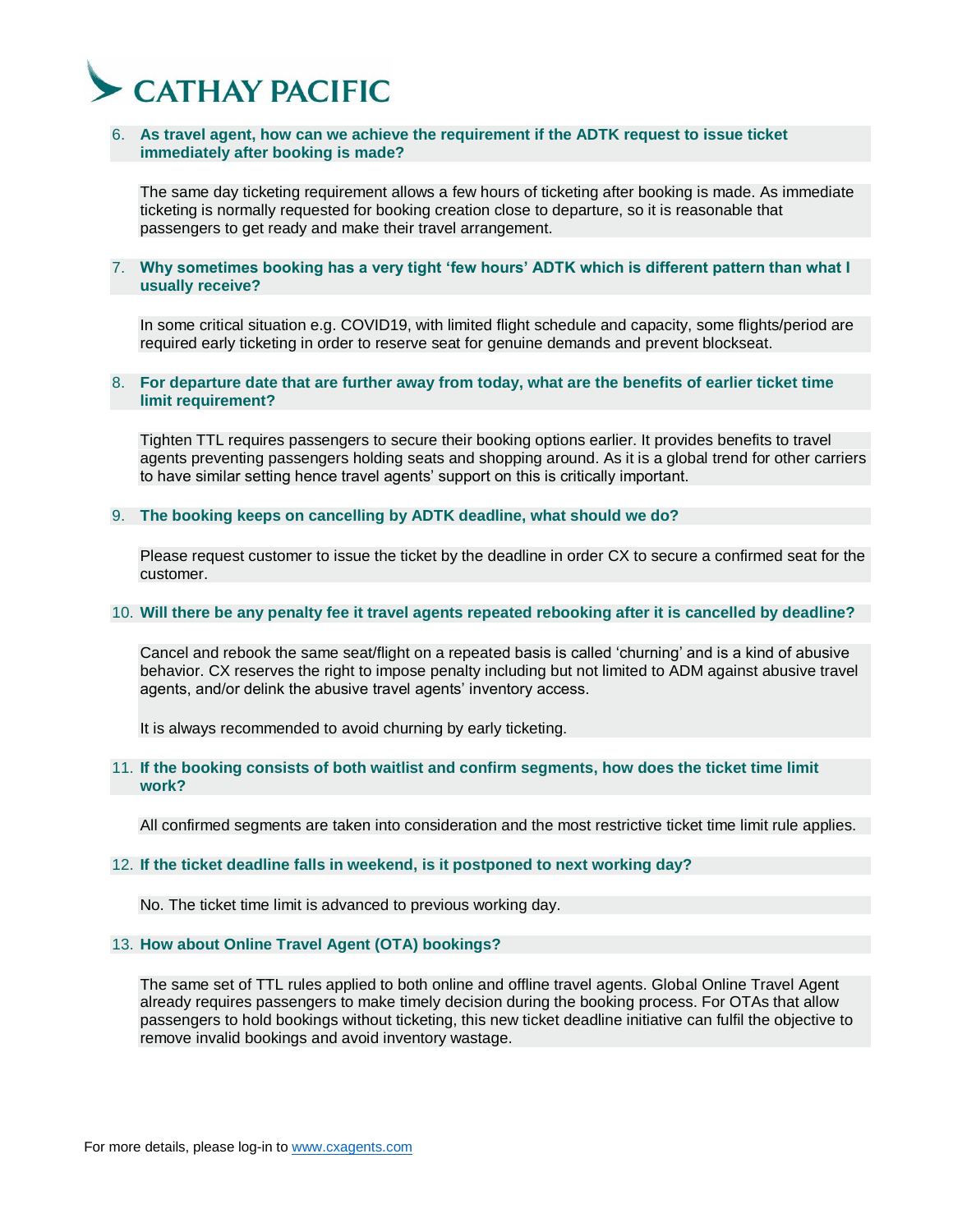CATHAY PACIFIC

6. **As travel agent, how can we achieve the requirement if the ADTK request to issue ticket immediately after booking is made?**

   The same day ticketing requirement allows a few hours of ticketing after booking is made. As immediate ticketing is normally requested for booking creation close to departure, so it is reasonable that passengers to get ready and make their travel arrangement.

7. **Why sometimes booking has a very tight 'few hours' ADTK which is different pattern than what I usually receive?**

   In some critical situation e.g. COVID19, with limited flight schedule and capacity, some flights/period are required early ticketing in order to reserve seat for genuine demands and prevent blockseat.

8. **For departure date that are further away from today, what are the benefits of earlier ticket time limit requirement?**

   Tighten TTL requires passengers to secure their booking options earlier. It provides benefits to travel agents preventing passengers holding seats and shopping around. As it is a global trend for other carriers to have similar setting hence travel agents' support on this is critically important.

9. **The booking keeps on cancelling by ADTK deadline, what should we do?**

   Please request customer to issue the ticket by the deadline in order CX to secure a confirmed seat for the customer.

10. **Will there be any penalty fee it travel agents repeated rebooking after it is cancelled by deadline?**

    Cancel and rebook the same seat/flight on a repeated basis is called 'churning' and is a kind of abusive behavior. CX reserves the right to impose penalty including but not limited to ADM against abusive travel agents, and/or delink the abusive travel agents' inventory access.

    It is always recommended to avoid churning by early ticketing.

11. **If the booking consists of both waitlist and confirm segments, how does the ticket time limit work?**

    All confirmed segments are taken into consideration and the most restrictive ticket time limit rule applies.

12. **If the ticket deadline falls in weekend, is it postponed to next working day?**

    No. The ticket time limit is advanced to previous working day.

13. **How about Online Travel Agent (OTA) bookings?**

    The same set of TTL rules applied to both online and offline travel agents. Global Online Travel Agent already requires passengers to make timely decision during the booking process. For OTAs that allow passengers to hold bookings without ticketing, this new ticket deadline initiative can fulfil the objective to remove invalid bookings and avoid inventory wastage.

For more details, please log-in to [www.cxagents.com](www.cxagents.com)